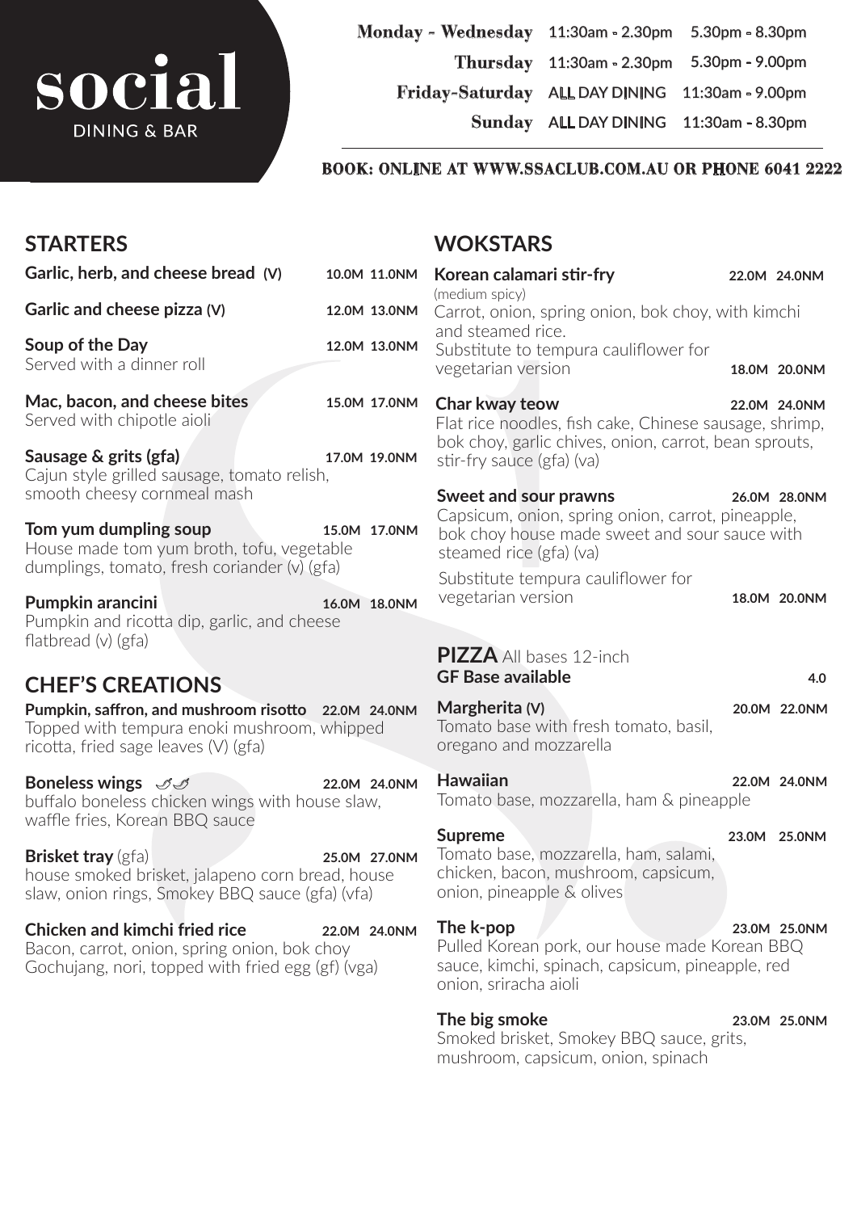# social

DINING & BAR

| | | |
|---|---|---|
| **Monday - Wednesday** | 11:30am - 2.30pm | 5.30pm - 8.30pm |
| **Thursday** | 11:30am - 2.30pm | 5.30pm - 9.00pm |
| **Friday-Saturday** | ALL DAY DINING | 11:30am - 9.00pm |
| **Sunday** | ALL DAY DINING | 11:30am - 8.30pm |

**BOOK: ONLINE AT WWW.SSACLUB.COM.AU OR PHONE 6041 2222**

## STARTERS

**Garlic, herb, and cheese bread (V)** 10.0M 11.0NM

**Garlic and cheese pizza (V)** 12.0M 13.0NM

**Soup of the Day** 12.0M 13.0NM
Served with a dinner roll

**Mac, bacon, and cheese bites** 15.0M 17.0NM
Served with chipotle aioli

**Sausage & grits (gfa)** 17.0M 19.0NM
Cajun style grilled sausage, tomato relish, smooth cheesy cornmeal mash

**Tom yum dumpling soup** 15.0M 17.0NM
House made tom yum broth, tofu, vegetable dumplings, tomato, fresh coriander (v) (gfa)

**Pumpkin arancini** 16.0M 18.0NM
Pumpkin and ricotta dip, garlic, and cheese flatbread (v) (gfa)

## CHEF'S CREATIONS

**Pumpkin, saffron, and mushroom risotto** 22.0M 24.0NM
Topped with tempura enoki mushroom, whipped ricotta, fried sage leaves (V) (gfa)

**Boneless wings** 🌶🌶 22.0M 24.0NM
buffalo boneless chicken wings with house slaw, waffle fries, Korean BBQ sauce

**Brisket tray** (gfa) 25.0M 27.0NM
house smoked brisket, jalapeno corn bread, house slaw, onion rings, Smokey BBQ sauce (gfa) (vfa)

**Chicken and kimchi fried rice** 22.0M 24.0NM
Bacon, carrot, onion, spring onion, bok choy Gochujang, nori, topped with fried egg (gf) (vga)

## WOKSTARS

**Korean calamari stir-fry** 22.0M 24.0NM
(medium spicy)
Carrot, onion, spring onion, bok choy, with kimchi and steamed rice.
Substitute to tempura cauliflower for vegetarian version 18.0M 20.0NM

**Char kway teow** 22.0M 24.0NM
Flat rice noodles, fish cake, Chinese sausage, shrimp, bok choy, garlic chives, onion, carrot, bean sprouts, stir-fry sauce (gfa) (va)

**Sweet and sour prawns** 26.0M 28.0NM
Capsicum, onion, spring onion, carrot, pineapple, bok choy house made sweet and sour sauce with steamed rice (gfa) (va)

Substitute tempura cauliflower for vegetarian version 18.0M 20.0NM

## PIZZA All bases 12-inch

**GF Base available** 4.0

**Margherita (V)** 20.0M 22.0NM
Tomato base with fresh tomato, basil, oregano and mozzarella

**Hawaiian** 22.0M 24.0NM
Tomato base, mozzarella, ham & pineapple

**Supreme** 23.0M 25.0NM
Tomato base, mozzarella, ham, salami, chicken, bacon, mushroom, capsicum, onion, pineapple & olives

**The k-pop** 23.0M 25.0NM
Pulled Korean pork, our house made Korean BBQ sauce, kimchi, spinach, capsicum, pineapple, red onion, sriracha aioli

**The big smoke** 23.0M 25.0NM
Smoked brisket, Smokey BBQ sauce, grits, mushroom, capsicum, onion, spinach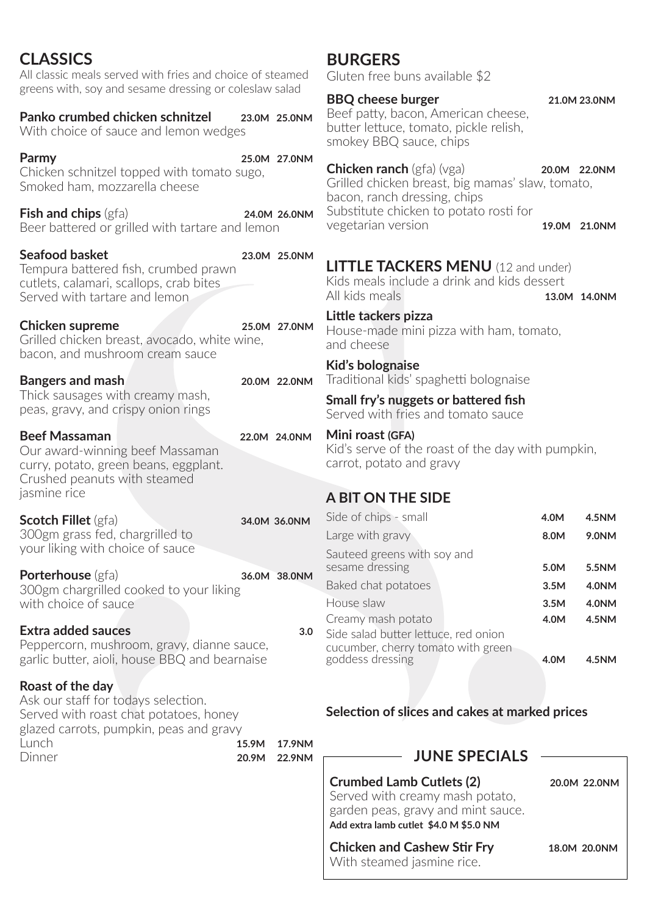## CLASSICS

All classic meals served with fries and choice of steamed greens with, soy and sesame dressing or coleslaw salad

**Panko crumbed chicken schnitzel** 23.0M 25.0NM
With choice of sauce and lemon wedges

**Parmy** 25.0M 27.0NM
Chicken schnitzel topped with tomato sugo, Smoked ham, mozzarella cheese

**Fish and chips** (gfa) 24.0M 26.0NM
Beer battered or grilled with tartare and lemon

**Seafood basket** 23.0M 25.0NM
Tempura battered fish, crumbed prawn cutlets, calamari, scallops, crab bites
Served with tartare and lemon

**Chicken supreme** 25.0M 27.0NM
Grilled chicken breast, avocado, white wine, bacon, and mushroom cream sauce

**Bangers and mash** 20.0M 22.0NM
Thick sausages with creamy mash, peas, gravy, and crispy onion rings

**Beef Massaman** 22.0M 24.0NM
Our award-winning beef Massaman curry, potato, green beans, eggplant. Crushed peanuts with steamed jasmine rice

**Scotch Fillet** (gfa) 34.0M 36.0NM
300gm grass fed, chargrilled to your liking with choice of sauce

**Porterhouse** (gfa) 36.0M 38.0NM
300gm chargrilled cooked to your liking with choice of sauce

**Extra added sauces** 3.0
Peppercorn, mushroom, gravy, dianne sauce, garlic butter, aioli, house BBQ and bearnaise

**Roast of the day**
Ask our staff for todays selection.
Served with roast chat potatoes, honey glazed carrots, pumpkin, peas and gravy

| | | |
|---|---|---|
| Lunch | 15.9M | 17.9NM |
| Dinner | 20.9M | 22.9NM |

## BURGERS

Gluten free buns available $2

**BBQ cheese burger** 21.0M 23.0NM
Beef patty, bacon, American cheese, butter lettuce, tomato, pickle relish, smokey BBQ sauce, chips

**Chicken ranch** (gfa) (vga) 20.0M 22.0NM
Grilled chicken breast, big mamas' slaw, tomato, bacon, ranch dressing, chips
Substitute chicken to potato rosti for vegetarian version 19.0M 21.0NM

## LITTLE TACKERS MENU (12 and under)

Kids meals include a drink and kids dessert
All kids meals 13.0M 14.0NM

**Little tackers pizza**
House-made mini pizza with ham, tomato, and cheese

**Kid's bolognaise**
Traditional kids' spaghetti bolognaise

**Small fry's nuggets or battered fish**
Served with fries and tomato sauce

**Mini roast (GFA)**
Kid's serve of the roast of the day with pumpkin, carrot, potato and gravy

## A BIT ON THE SIDE

| | | |
|---|---|---|
| Side of chips - small | 4.0M | 4.5NM |
| Large with gravy | 8.0M | 9.0NM |
| Sauteed greens with soy and sesame dressing | 5.0M | 5.5NM |
| Baked chat potatoes | 3.5M | 4.0NM |
| House slaw | 3.5M | 4.0NM |
| Creamy mash potato | 4.0M | 4.5NM |
| Side salad butter lettuce, red onion cucumber, cherry tomato with green goddess dressing | 4.0M | 4.5NM |

**Selection of slices and cakes at marked prices**

## JUNE SPECIALS

**Crumbed Lamb Cutlets (2)** 20.0M 22.0NM
Served with creamy mash potato, garden peas, gravy and mint sauce.
**Add extra lamb cutlet $4.0 M $5.0 NM**

**Chicken and Cashew Stir Fry** 18.0M 20.0NM
With steamed jasmine rice.